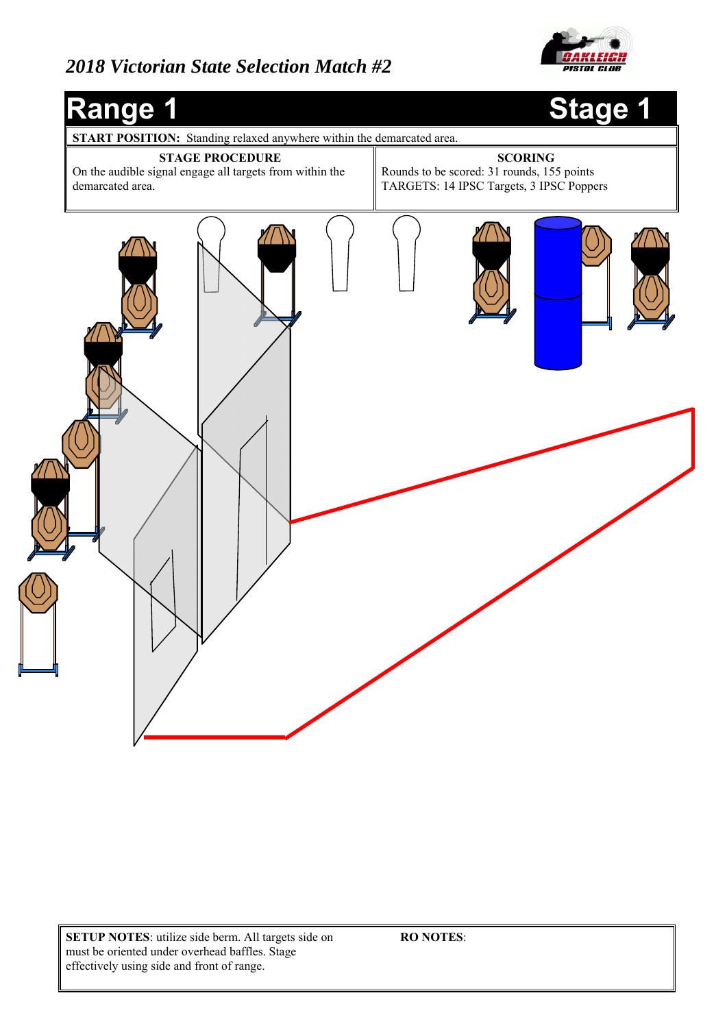*2018 Victorian State Selection Match #2*

# Range 1 — Stage 1

**START POSITION:** Standing relaxed anywhere within the demarcated area.

| STAGE PROCEDURE | SCORING |
|---|---|
| On the audible signal engage all targets from within the demarcated area. | Rounds to be scored: 31 rounds, 155 points<br>TARGETS: 14 IPSC Targets, 3 IPSC Poppers |

| SETUP NOTES | RO NOTES |
|---|---|
| **SETUP NOTES**: utilize side berm. All targets side on must be oriented under overhead baffles. Stage effectively using side and front of range. | **RO NOTES**: |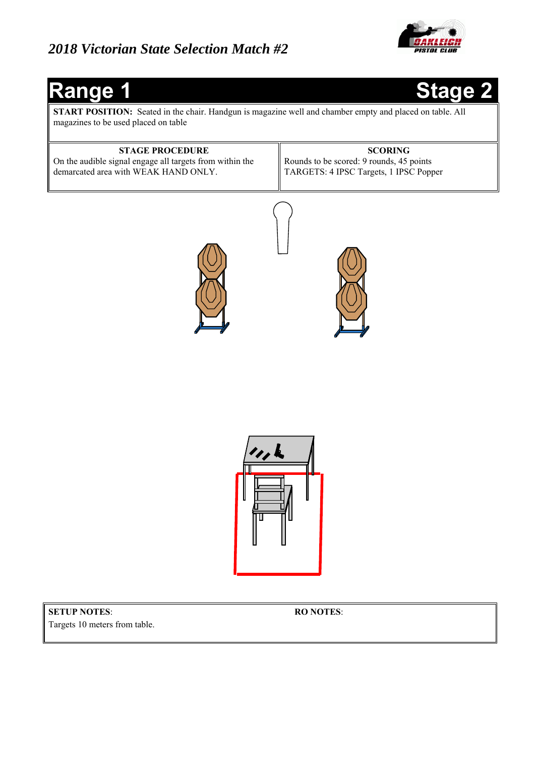*2018 Victorian State Selection Match #2*

# Range 1 — Stage 2

**START POSITION:** Seated in the chair. Handgun is magazine well and chamber empty and placed on table. All magazines to be used placed on table

| STAGE PROCEDURE | SCORING |
|---|---|
| On the audible signal engage all targets from within the demarcated area with WEAK HAND ONLY. | Rounds to be scored: 9 rounds, 45 points<br>TARGETS: 4 IPSC Targets, 1 IPSC Popper |

| SETUP NOTES: | RO NOTES: |
|---|---|
| Targets 10 meters from table. | |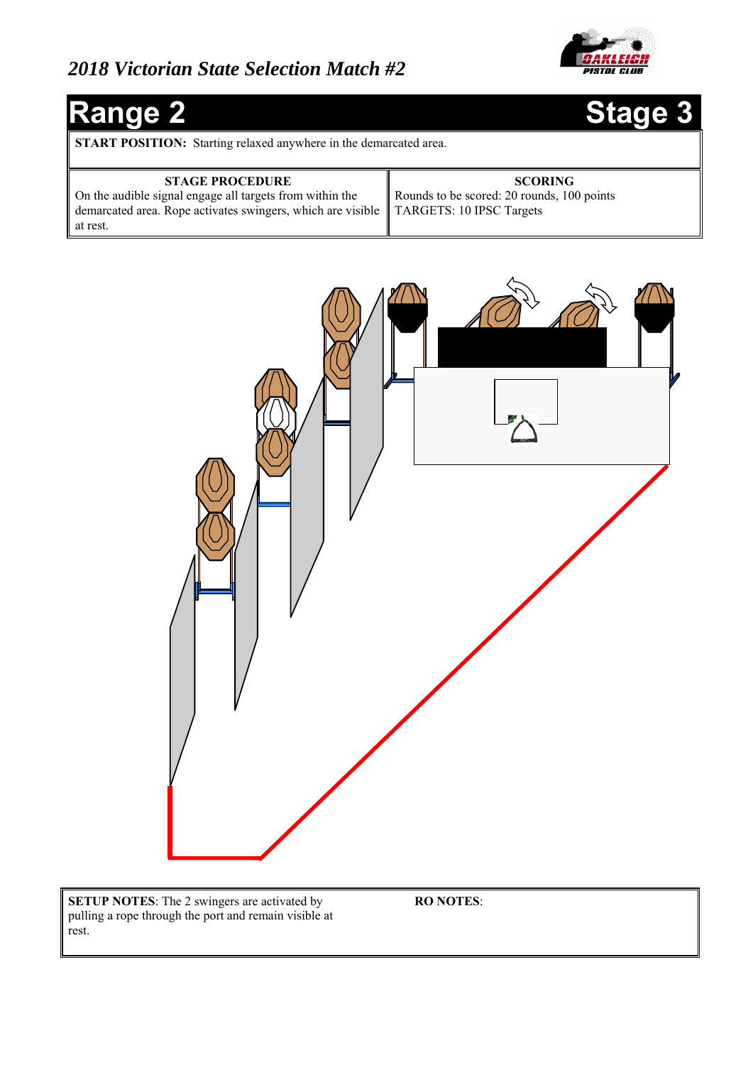*2018 Victorian State Selection Match #2*

# Range 2 — Stage 3

**START POSITION:** Starting relaxed anywhere in the demarcated area.

| STAGE PROCEDURE | SCORING |
|---|---|
| On the audible signal engage all targets from within the demarcated area. Rope activates swingers, which are visible at rest. | Rounds to be scored: 20 rounds, 100 points<br>TARGETS: 10 IPSC Targets |

| SETUP NOTES | RO NOTES |
|---|---|
| **SETUP NOTES**: The 2 swingers are activated by pulling a rope through the port and remain visible at rest. | **RO NOTES**: |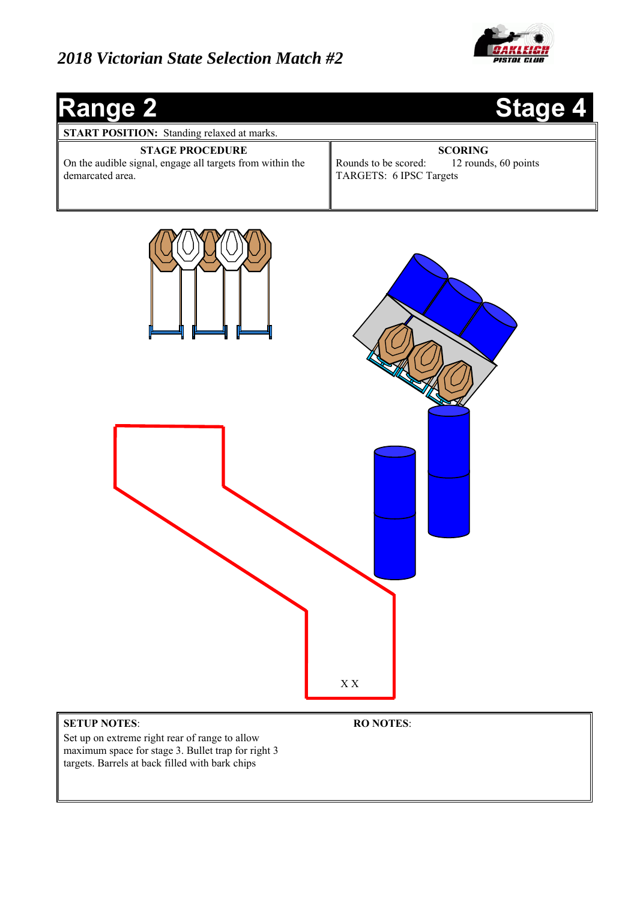*2018 Victorian State Selection Match #2*

# Range 2 — Stage 4

**START POSITION:** Standing relaxed at marks.

| STAGE PROCEDURE | SCORING |
| --- | --- |
| On the audible signal, engage all targets from within the demarcated area. | Rounds to be scored: 12 rounds, 60 points<br>TARGETS: 6 IPSC Targets |

X X

| SETUP NOTES: | RO NOTES: |
| --- | --- |
| Set up on extreme right rear of range to allow maximum space for stage 3. Bullet trap for right 3 targets. Barrels at back filled with bark chips | |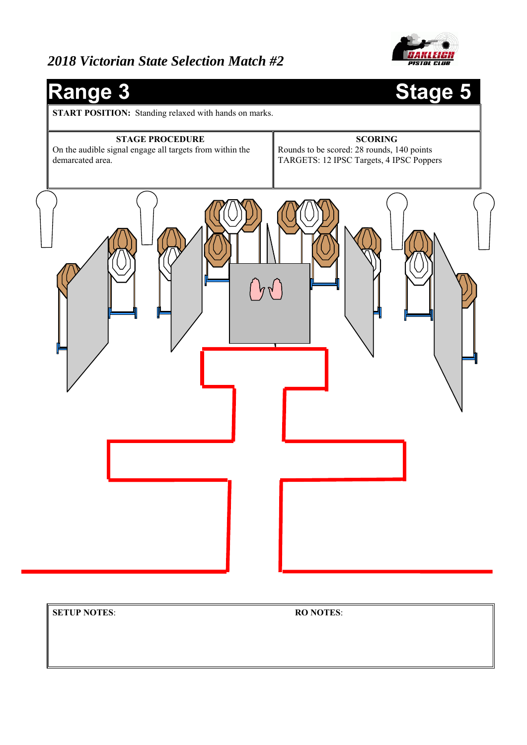*2018 Victorian State Selection Match #2*

# Range 3 — Stage 5

**START POSITION:** Standing relaxed with hands on marks.

| STAGE PROCEDURE | SCORING |
| --- | --- |
| On the audible signal engage all targets from within the demarcated area. | Rounds to be scored: 28 rounds, 140 points<br>TARGETS: 12 IPSC Targets, 4 IPSC Poppers |

**SETUP NOTES**:

**RO NOTES**: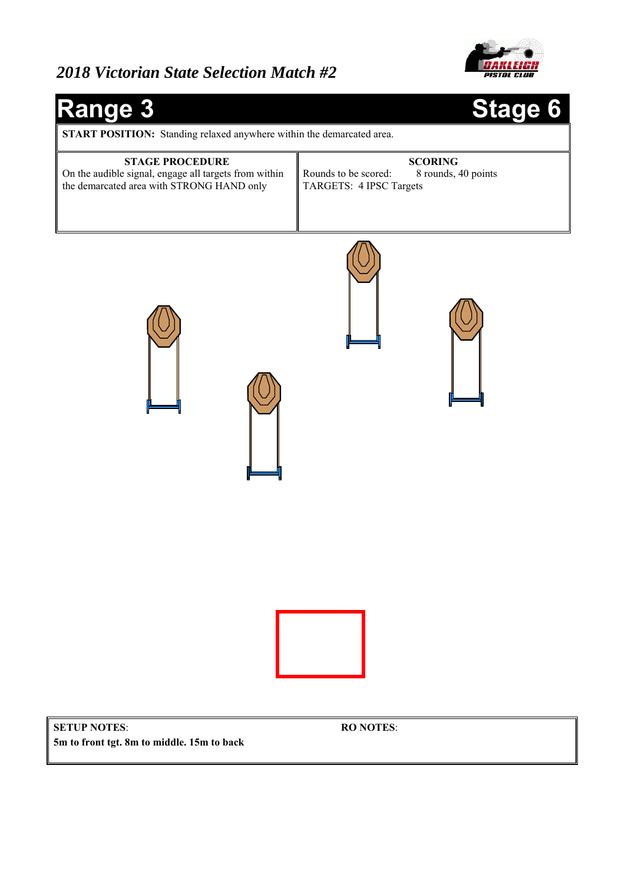*2018 Victorian State Selection Match #2*

# Range 3 Stage 6

**START POSITION:** Standing relaxed anywhere within the demarcated area.

| STAGE PROCEDURE | SCORING |
|---|---|
| On the audible signal, engage all targets from within the demarcated area with STRONG HAND only | Rounds to be scored: 8 rounds, 40 points<br>TARGETS: 4 IPSC Targets |

| SETUP NOTES: | RO NOTES: |
|---|---|
| **5m to front tgt. 8m to middle. 15m to back** | |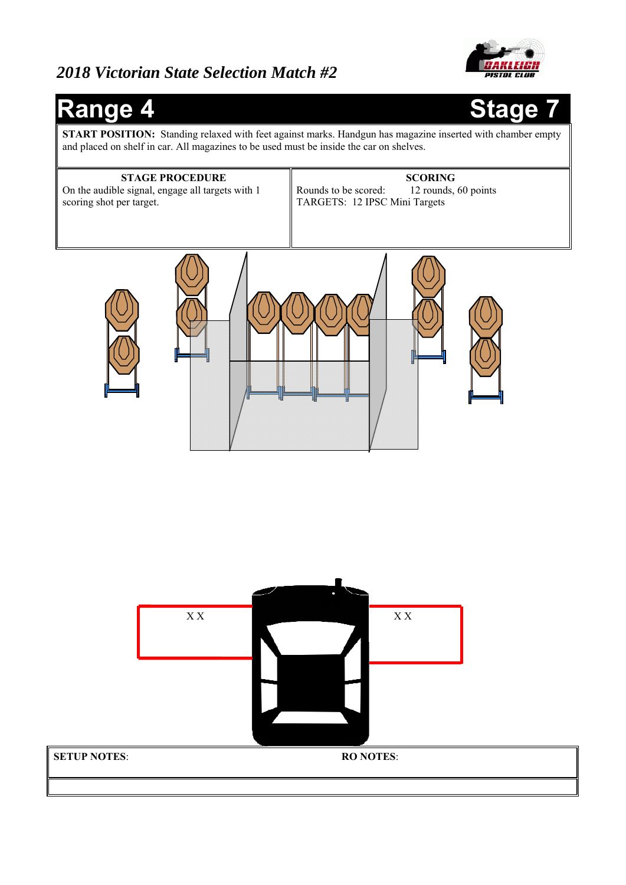*2018 Victorian State Selection Match #2*

# Range 4 Stage 7

**START POSITION:** Standing relaxed with feet against marks. Handgun has magazine inserted with chamber empty and placed on shelf in car. All magazines to be used must be inside the car on shelves.

| STAGE PROCEDURE | SCORING |
|---|---|
| On the audible signal, engage all targets with 1 scoring shot per target. | Rounds to be scored: 12 rounds, 60 points<br>TARGETS: 12 IPSC Mini Targets |

X X

X X

| SETUP NOTES: | RO NOTES: |
|---|---|
| | |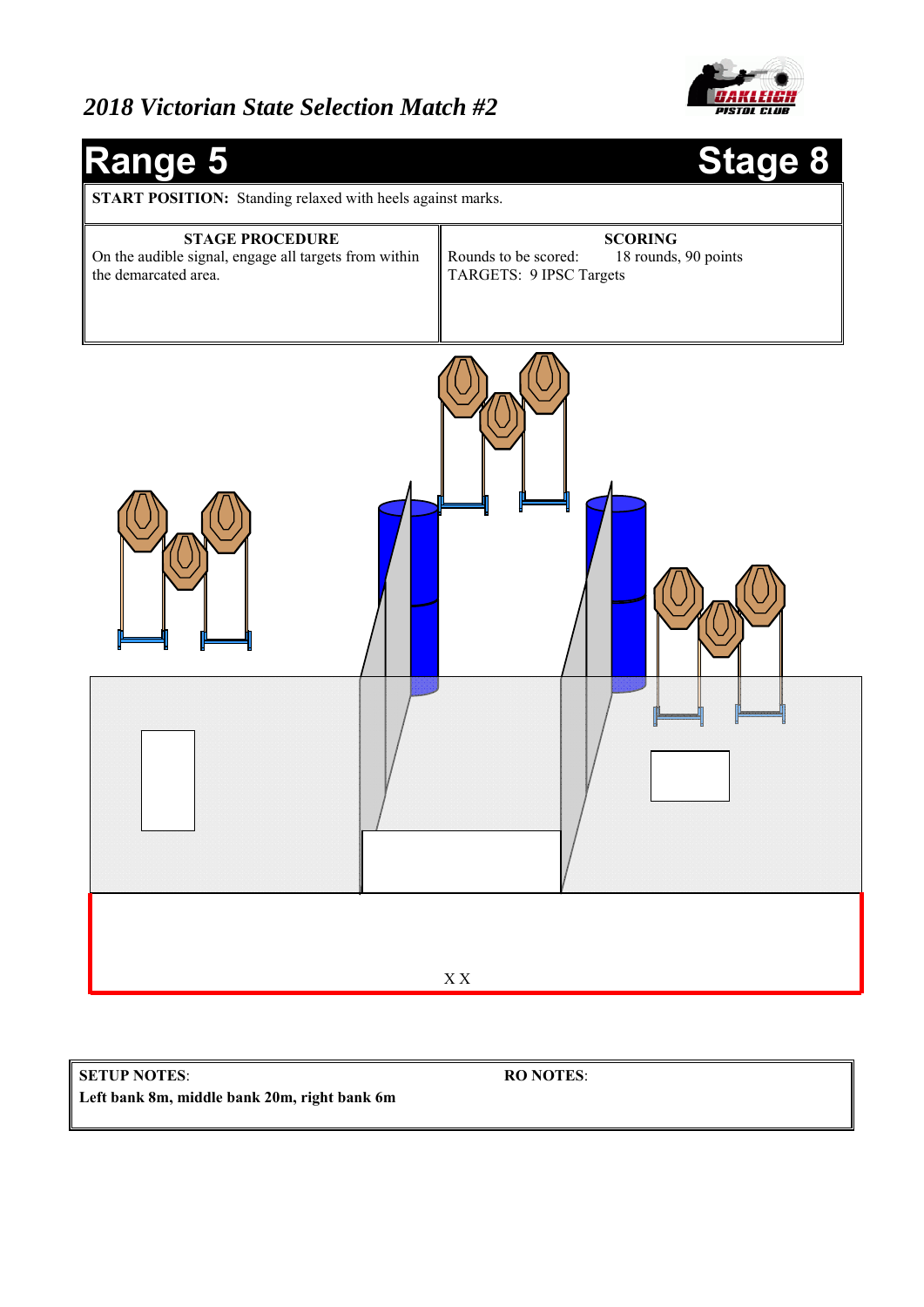## *2018 Victorian State Selection Match #2*

# Range 5 — Stage 8

**START POSITION:** Standing relaxed with heels against marks.

| STAGE PROCEDURE | SCORING |
|---|---|
| On the audible signal, engage all targets from within the demarcated area. | Rounds to be scored: 18 rounds, 90 points<br>TARGETS: 9 IPSC Targets |

X X

| SETUP NOTES: | RO NOTES: |
|---|---|
| **Left bank 8m, middle bank 20m, right bank 6m** | |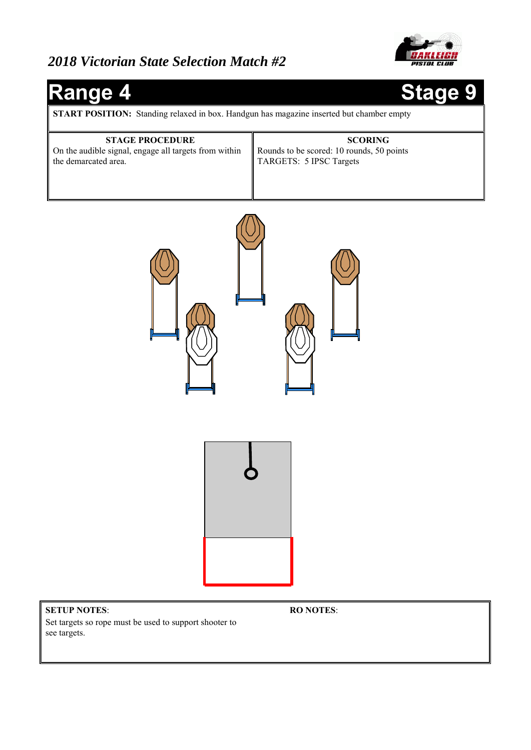*2018 Victorian State Selection Match #2*

# Range 4 — Stage 9

**START POSITION:** Standing relaxed in box. Handgun has magazine inserted but chamber empty

| STAGE PROCEDURE | SCORING |
| --- | --- |
| On the audible signal, engage all targets from within the demarcated area. | Rounds to be scored: 10 rounds, 50 points<br>TARGETS: 5 IPSC Targets |

**SETUP NOTES**:
Set targets so rope must be used to support shooter to see targets.

**RO NOTES**: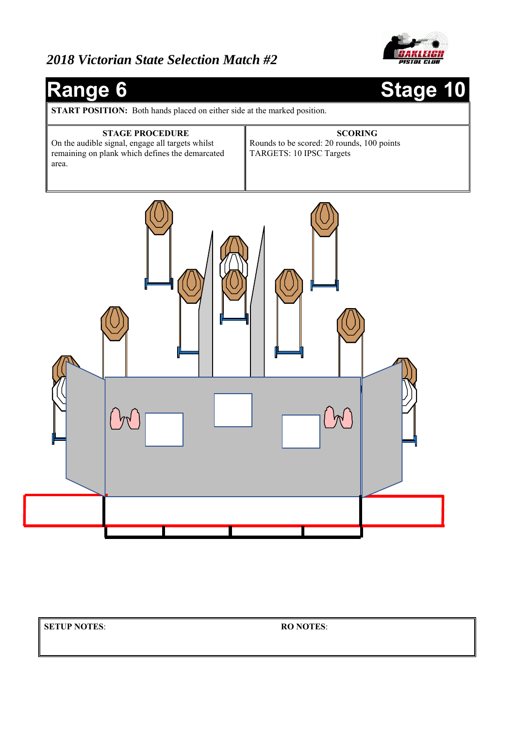*2018 Victorian State Selection Match #2*

# Range 6 Stage 10

**START POSITION:** Both hands placed on either side at the marked position.

| STAGE PROCEDURE | SCORING |
|---|---|
| On the audible signal, engage all targets whilst remaining on plank which defines the demarcated area. | Rounds to be scored: 20 rounds, 100 points<br>TARGETS: 10 IPSC Targets |

| SETUP NOTES: | RO NOTES: |
|---|---|
| | |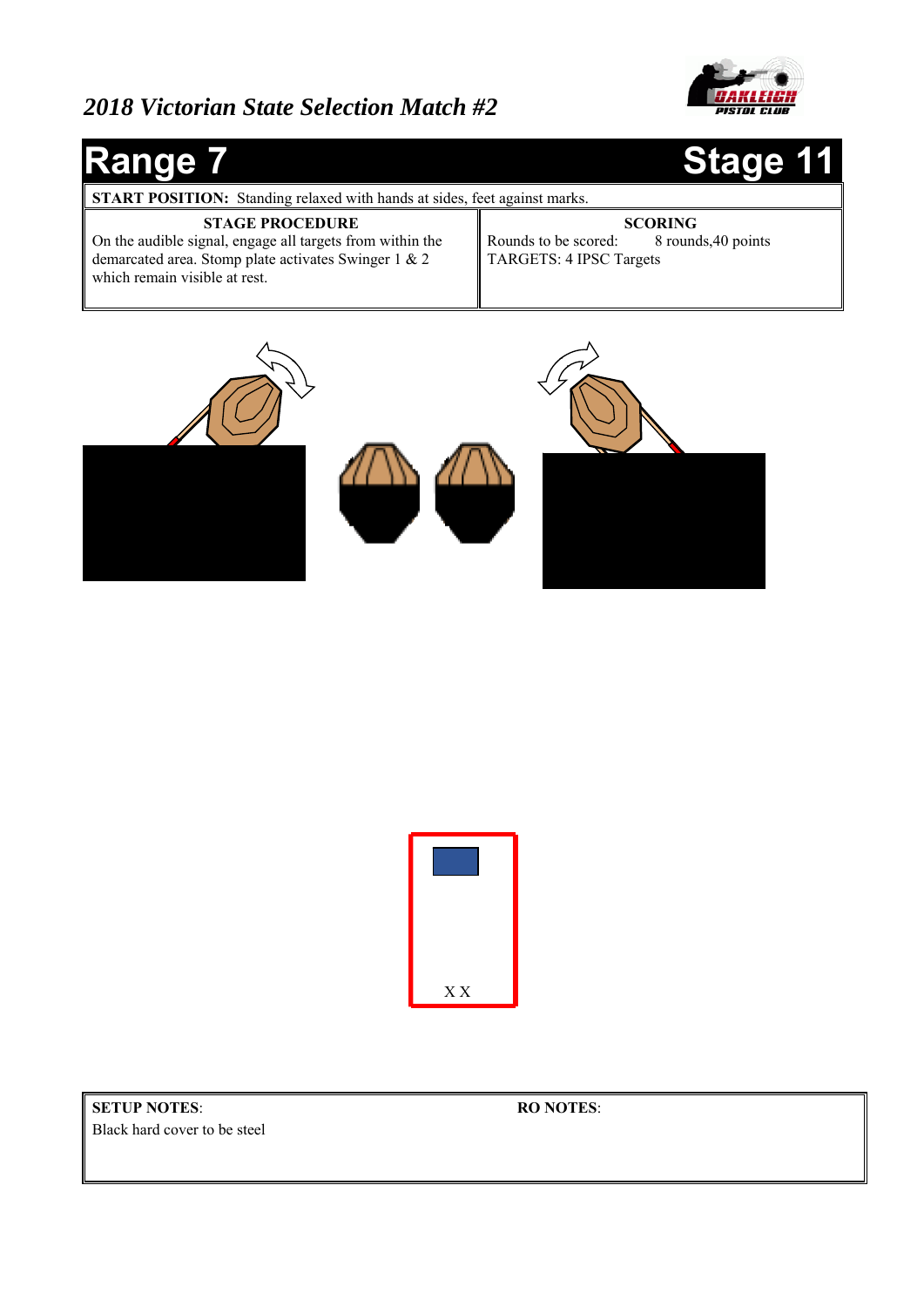*2018 Victorian State Selection Match #2*

# Range 7 — Stage 11

**START POSITION:** Standing relaxed with hands at sides, feet against marks.

| STAGE PROCEDURE | SCORING |
|---|---|
| On the audible signal, engage all targets from within the demarcated area. Stomp plate activates Swinger 1 & 2 which remain visible at rest. | Rounds to be scored: 8 rounds,40 points<br>TARGETS: 4 IPSC Targets |

X X

| SETUP NOTES: | RO NOTES: |
|---|---|
| Black hard cover to be steel | |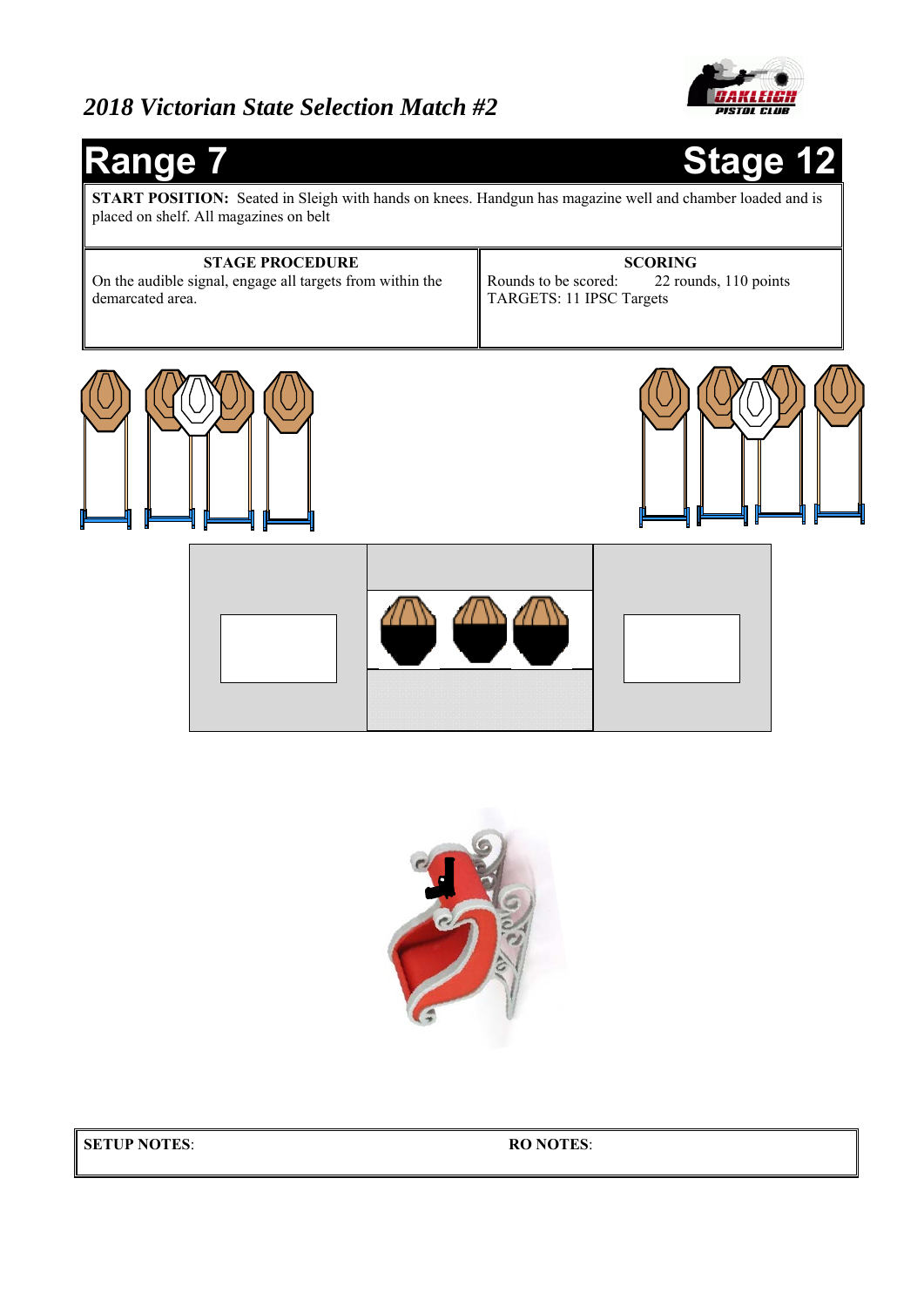## *2018 Victorian State Selection Match #2*

# Range 7 — Stage 12

**START POSITION:** Seated in Sleigh with hands on knees. Handgun has magazine well and chamber loaded and is placed on shelf. All magazines on belt

| STAGE PROCEDURE | SCORING |
| --- | --- |
| On the audible signal, engage all targets from within the demarcated area. | Rounds to be scored: 22 rounds, 110 points<br>TARGETS: 11 IPSC Targets |

| SETUP NOTES: | RO NOTES: |
| --- | --- |
| | |